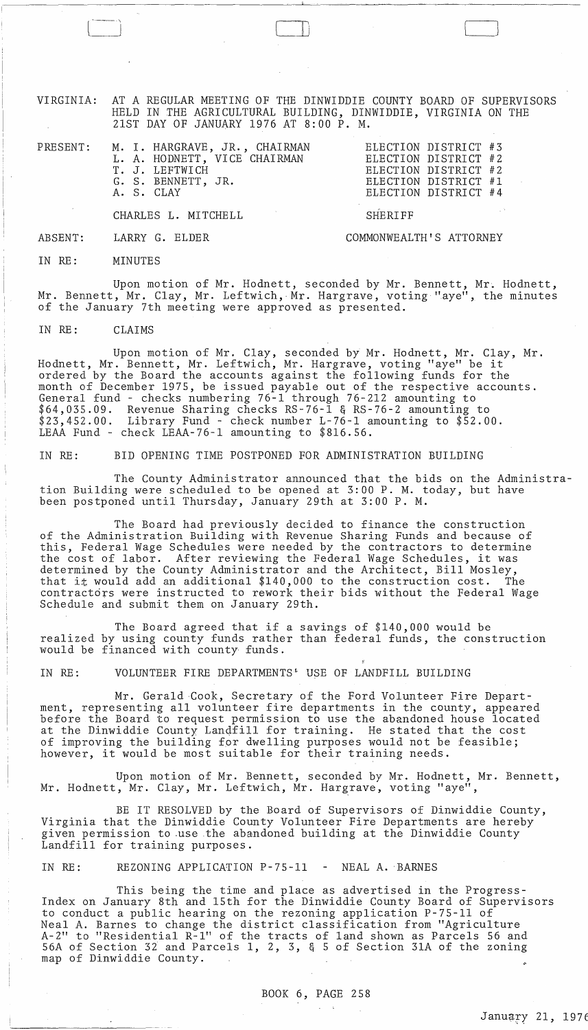VIRGINIA: AT A REGULAR MEETING OF THE DINWIDDIE COUNTY BOARD OF SUPERVISORS HELD IN THE AGRICULTURAL BUILDING, DINWIDDIE, VIRGINIA ON THE 21ST DAY OF JANUARY 1976 AT 8:00 P. M.

| | | |
|---|---|---|
| PRESENT: | M. I. HARGRAVE, JR., CHAIRMAN | ELECTION DISTRICT #3 |
| | L. A. HODNETT, VICE CHAIRMAN | ELECTION DISTRICT #2 |
| | T. J. LEFTWICH | ELECTION DISTRICT #2 |
| | G. S. BENNETT, JR. | ELECTION DISTRICT #1 |
| | A. S. CLAY | ELECTION DISTRICT #4 |
| | CHARLES L. MITCHELL | SHERIFF |
| ABSENT: | LARRY G. ELDER | COMMONWEALTH'S ATTORNEY |

IN RE: MINUTES

Upon motion of Mr. Hodnett, seconded by Mr. Bennett, Mr. Hodnett, Mr. Bennett, Mr. Clay, Mr. Leftwich, Mr. Hargrave, voting "aye", the minutes of the January 7th meeting were approved as presented.

IN RE: CLAIMS

Upon motion of Mr. Clay, seconded by Mr. Hodnett, Mr. Clay, Mr. Hodnett, Mr. Bennett, Mr. Leftwich, Mr. Hargrave, voting "aye" be it ordered by the Board the accounts against the following funds for the month of December 1975, be issued payable out of the respective accounts. General fund - checks numbering 76-1 through 76-212 amounting to $64,035.09. Revenue Sharing checks RS-76-1 & RS-76-2 amounting to $23,452.00. Library Fund - check number L-76-1 amounting to $52.00. LEAA Fund - check LEAA-76-1 amounting to $816.56.

IN RE: BID OPENING TIME POSTPONED FOR ADMINISTRATION BUILDING

The County Administrator announced that the bids on the Administration Building were scheduled to be opened at 3:00 P. M. today, but have been postponed until Thursday, January 29th at 3:00 P. M.

The Board had previously decided to finance the construction of the Administration Building with Revenue Sharing Funds and because of this, Federal Wage Schedules were needed by the contractors to determine the cost of labor. After reviewing the Federal Wage Schedules, it was determined by the County Administrator and the Architect, Bill Mosley, that it would add an additional $140,000 to the construction cost. The contractors were instructed to rework their bids without the Federal Wage Schedule and submit them on January 29th.

The Board agreed that if a savings of $140,000 would be realized by using county funds rather than federal funds, the construction would be financed with county funds.

IN RE: VOLUNTEER FIRE DEPARTMENTS' USE OF LANDFILL BUILDING

Mr. Gerald Cook, Secretary of the Ford Volunteer Fire Department, representing all volunteer fire departments in the county, appeared before the Board to request permission to use the abandoned house located at the Dinwiddie County Landfill for training. He stated that the cost of improving the building for dwelling purposes would not be feasible; however, it would be most suitable for their training needs.

Upon motion of Mr. Bennett, seconded by Mr. Hodnett, Mr. Bennett, Mr. Hodnett, Mr. Clay, Mr. Leftwich, Mr. Hargrave, voting "aye",

BE IT RESOLVED by the Board of Supervisors of Dinwiddie County, Virginia that the Dinwiddie County Volunteer Fire Departments are hereby given permission to use the abandoned building at the Dinwiddie County Landfill for training purposes.

IN RE: REZONING APPLICATION P-75-11 - NEAL A. BARNES

This being the time and place as advertised in the Progress-Index on January 8th and 15th for the Dinwiddie County Board of Supervisors to conduct a public hearing on the rezoning application P-75-11 of Neal A. Barnes to change the district classification from "Agriculture A-2" to "Residential R-1" of the tracts of land shown as Parcels 56 and 56A of Section 32 and Parcels 1, 2, 3, & 5 of Section 31A of the zoning map of Dinwiddie County.

BOOK 6, PAGE 258

January 21, 1976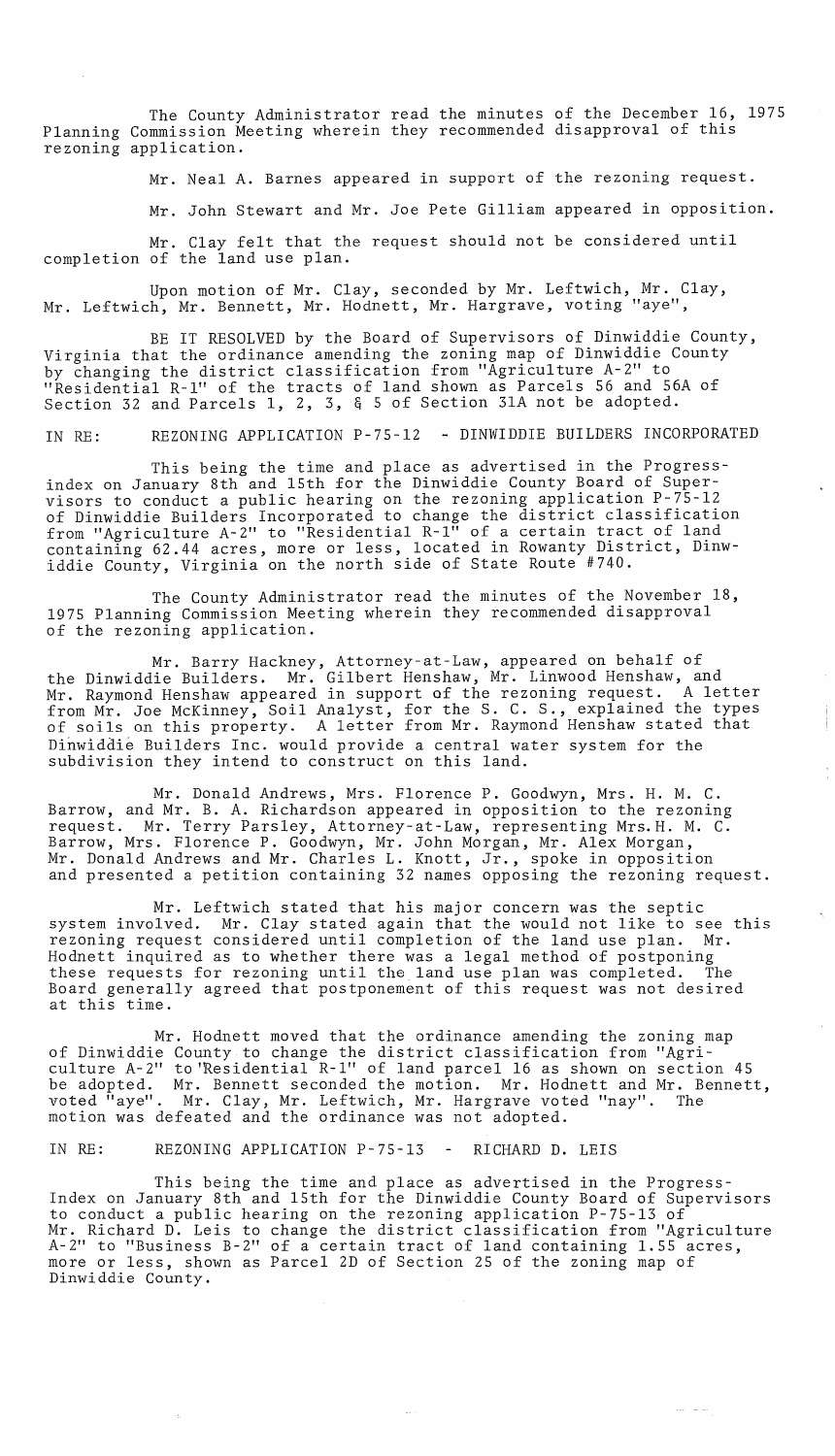The County Administrator read the minutes of the December 16, 1975 Planning Commission Meeting wherein they recommended disapproval of this rezoning application.

Mr. Neal A. Barnes appeared in support of the rezoning request.

Mr. John Stewart and Mr. Joe Pete Gilliam appeared in opposition.

Mr. Clay felt that the request should not be considered until completion of the land use plan.

Upon motion of Mr. Clay, seconded by Mr. Leftwich, Mr. Clay, Mr. Leftwich, Mr. Bennett, Mr. Hodnett, Mr. Hargrave, voting "aye",

BE IT RESOLVED by the Board of Supervisors of Dinwiddie County, Virginia that the ordinance amending the zoning map of Dinwiddie County by changing the district classification from "Agriculture A-2" to "Residential R-1" of the tracts of land shown as Parcels 56 and 56A of Section 32 and Parcels 1, 2, 3, & 5 of Section 31A not be adopted.

IN RE: REZONING APPLICATION P-75-12 - DINWIDDIE BUILDERS INCORPORATED

This being the time and place as advertised in the Progress-index on January 8th and 15th for the Dinwiddie County Board of Supervisors to conduct a public hearing on the rezoning application P-75-12 of Dinwiddie Builders Incorporated to change the district classification from "Agriculture A-2" to "Residential R-1" of a certain tract of land containing 62.44 acres, more or less, located in Rowanty District, Dinwiddie County, Virginia on the north side of State Route #740.

The County Administrator read the minutes of the November 18, 1975 Planning Commission Meeting wherein they recommended disapproval of the rezoning application.

Mr. Barry Hackney, Attorney-at-Law, appeared on behalf of the Dinwiddie Builders. Mr. Gilbert Henshaw, Mr. Linwood Henshaw, and Mr. Raymond Henshaw appeared in support of the rezoning request. A letter from Mr. Joe McKinney, Soil Analyst, for the S. C. S., explained the types of soils on this property. A letter from Mr. Raymond Henshaw stated that Dinwiddie Builders Inc. would provide a central water system for the subdivision they intend to construct on this land.

Mr. Donald Andrews, Mrs. Florence P. Goodwyn, Mrs. H. M. C. Barrow, and Mr. B. A. Richardson appeared in opposition to the rezoning request. Mr. Terry Parsley, Attorney-at-Law, representing Mrs. H. M. C. Barrow, Mrs. Florence P. Goodwyn, Mr. John Morgan, Mr. Alex Morgan, Mr. Donald Andrews and Mr. Charles L. Knott, Jr., spoke in opposition and presented a petition containing 32 names opposing the rezoning request.

Mr. Leftwich stated that his major concern was the septic system involved. Mr. Clay stated again that the would not like to see this rezoning request considered until completion of the land use plan. Mr. Hodnett inquired as to whether there was a legal method of postponing these requests for rezoning until the land use plan was completed. The Board generally agreed that postponement of this request was not desired at this time.

Mr. Hodnett moved that the ordinance amending the zoning map of Dinwiddie County to change the district classification from "Agriculture A-2" to "Residential R-1" of land parcel 16 as shown on section 45 be adopted. Mr. Bennett seconded the motion. Mr. Hodnett and Mr. Bennett, voted "aye". Mr. Clay, Mr. Leftwich, Mr. Hargrave voted "nay". The motion was defeated and the ordinance was not adopted.

IN RE: REZONING APPLICATION P-75-13 - RICHARD D. LEIS

This being the time and place as advertised in the Progress-Index on January 8th and 15th for the Dinwiddie County Board of Supervisors to conduct a public hearing on the rezoning application P-75-13 of Mr. Richard D. Leis to change the district classification from "Agriculture A-2" to "Business B-2" of a certain tract of land containing 1.55 acres, more or less, shown as Parcel 2D of Section 25 of the zoning map of Dinwiddie County.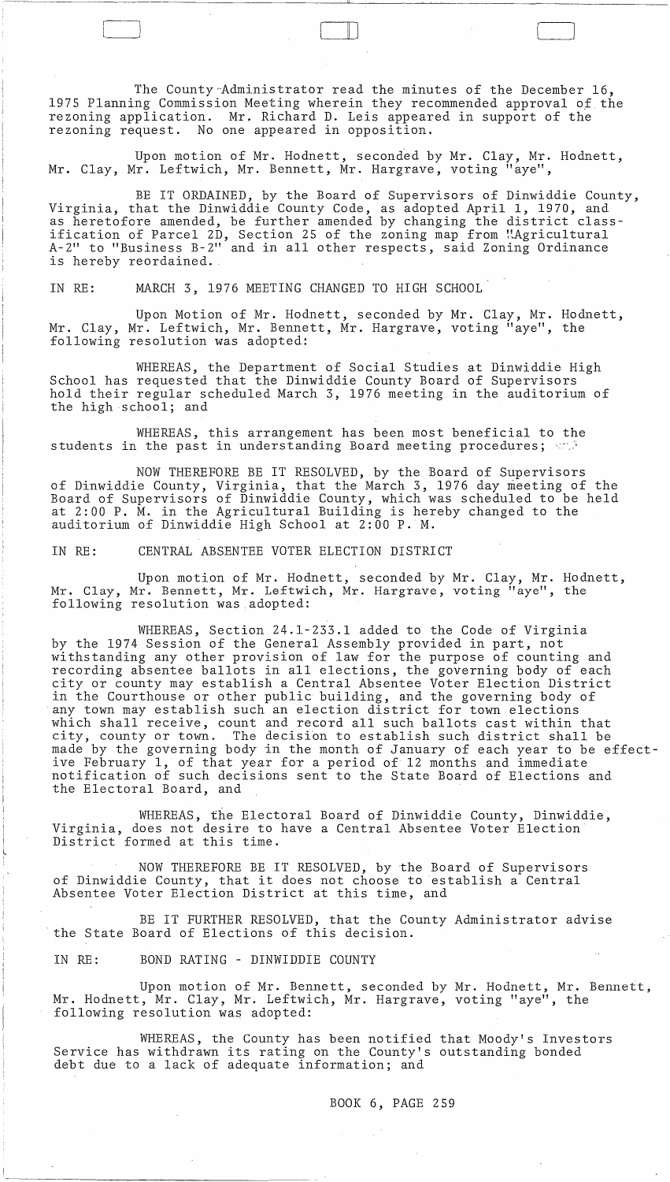The County Administrator read the minutes of the December 16, 1975 Planning Commission Meeting wherein they recommended approval of the rezoning application. Mr. Richard D. Leis appeared in support of the rezoning request. No one appeared in opposition.

Upon motion of Mr. Hodnett, seconded by Mr. Clay, Mr. Hodnett, Mr. Clay, Mr. Leftwich, Mr. Bennett, Mr. Hargrave, voting "aye",

BE IT ORDAINED, by the Board of Supervisors of Dinwiddie County, Virginia, that the Dinwiddie County Code, as adopted April 1, 1970, and as heretofore amended, be further amended by changing the district classification of Parcel 2D, Section 25 of the zoning map from "Agricultural A-2" to "Business B-2" and in all other respects, said Zoning Ordinance is hereby reordained.

IN RE: MARCH 3, 1976 MEETING CHANGED TO HIGH SCHOOL

Upon Motion of Mr. Hodnett, seconded by Mr. Clay, Mr. Hodnett, Mr. Clay, Mr. Leftwich, Mr. Bennett, Mr. Hargrave, voting "aye", the following resolution was adopted:

WHEREAS, the Department of Social Studies at Dinwiddie High School has requested that the Dinwiddie County Board of Supervisors hold their regular scheduled March 3, 1976 meeting in the auditorium of the high school; and

WHEREAS, this arrangement has been most beneficial to the students in the past in understanding Board meeting procedures;

NOW THEREFORE BE IT RESOLVED, by the Board of Supervisors of Dinwiddie County, Virginia, that the March 3, 1976 day meeting of the Board of Supervisors of Dinwiddie County, which was scheduled to be held at 2:00 P. M. in the Agricultural Building is hereby changed to the auditorium of Dinwiddie High School at 2:00 P. M.

IN RE: CENTRAL ABSENTEE VOTER ELECTION DISTRICT

Upon motion of Mr. Hodnett, seconded by Mr. Clay, Mr. Hodnett, Mr. Clay, Mr. Bennett, Mr. Leftwich, Mr. Hargrave, voting "aye", the following resolution was adopted:

WHEREAS, Section 24.1-233.1 added to the Code of Virginia by the 1974 Session of the General Assembly provided in part, not withstanding any other provision of law for the purpose of counting and recording absentee ballots in all elections, the governing body of each city or county may establish a Central Absentee Voter Election District in the Courthouse or other public building, and the governing body of any town may establish such an election district for town elections which shall receive, count and record all such ballots cast within that city, county or town. The decision to establish such district shall be made by the governing body in the month of January of each year to be effective February 1, of that year for a period of 12 months and immediate notification of such decisions sent to the State Board of Elections and the Electoral Board, and

WHEREAS, the Electoral Board of Dinwiddie County, Dinwiddie, Virginia, does not desire to have a Central Absentee Voter Election District formed at this time.

NOW THEREFORE BE IT RESOLVED, by the Board of Supervisors of Dinwiddie County, that it does not choose to establish a Central Absentee Voter Election District at this time, and

BE IT FURTHER RESOLVED, that the County Administrator advise the State Board of Elections of this decision.

IN RE: BOND RATING - DINWIDDIE COUNTY

Upon motion of Mr. Bennett, seconded by Mr. Hodnett, Mr. Bennett, Mr. Hodnett, Mr. Clay, Mr. Leftwich, Mr. Hargrave, voting "aye", the following resolution was adopted:

WHEREAS, the County has been notified that Moody's Investors Service has withdrawn its rating on the County's outstanding bonded debt due to a lack of adequate information; and

BOOK 6, PAGE 259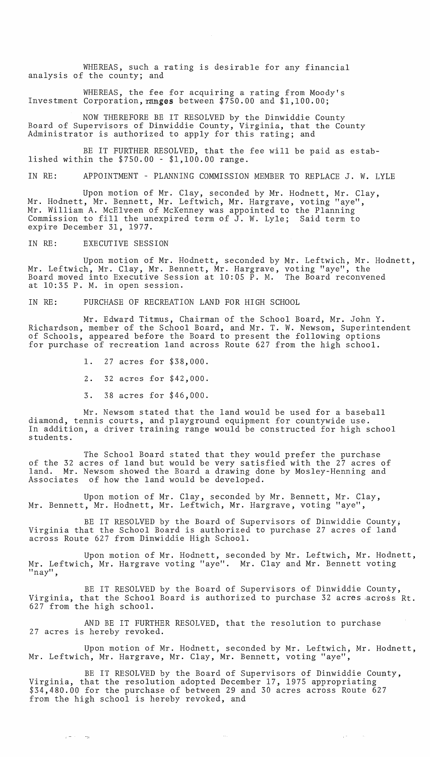WHEREAS, such a rating is desirable for any financial analysis of the county; and

WHEREAS, the fee for acquiring a rating from Moody's Investment Corporation, ranges between $750.00 and $1,100.00;

NOW THEREFORE BE IT RESOLVED by the Dinwiddie County Board of Supervisors of Dinwiddie County, Virginia, that the County Administrator is authorized to apply for this rating; and

BE IT FURTHER RESOLVED, that the fee will be paid as established within the $750.00 - $1,100.00 range.

IN RE: APPOINTMENT - PLANNING COMMISSION MEMBER TO REPLACE J. W. LYLE

Upon motion of Mr. Clay, seconded by Mr. Hodnett, Mr. Clay, Mr. Hodnett, Mr. Bennett, Mr. Leftwich, Mr. Hargrave, voting "aye", Mr. William A. McElveen of McKenney was appointed to the Planning Commission to fill the unexpired term of J. W. Lyle; Said term to expire December 31, 1977.

IN RE: EXECUTIVE SESSION

Upon motion of Mr. Hodnett, seconded by Mr. Leftwich, Mr. Hodnett, Mr. Leftwich, Mr. Clay, Mr. Bennett, Mr. Hargrave, voting "aye", the Board moved into Executive Session at 10:05 P. M. The Board reconvened at 10:35 P. M. in open session.

IN RE: PURCHASE OF RECREATION LAND FOR HIGH SCHOOL

Mr. Edward Titmus, Chairman of the School Board, Mr. John Y. Richardson, member of the School Board, and Mr. T. W. Newsom, Superintendent of Schools, appeared before the Board to present the following options for purchase of recreation land across Route 627 from the high school.

1. 27 acres for $38,000.
2. 32 acres for $42,000.
3. 38 acres for $46,000.

Mr. Newsom stated that the land would be used for a baseball diamond, tennis courts, and playground equipment for countywide use. In addition, a driver training range would be constructed for high school students.

The School Board stated that they would prefer the purchase of the 32 acres of land but would be very satisfied with the 27 acres of land. Mr. Newsom showed the Board a drawing done by Mosley-Henning and Associates of how the land would be developed.

Upon motion of Mr. Clay, seconded by Mr. Bennett, Mr. Clay, Mr. Bennett, Mr. Hodnett, Mr. Leftwich, Mr. Hargrave, voting "aye",

BE IT RESOLVED by the Board of Supervisors of Dinwiddie County, Virginia that the School Board is authorized to purchase 27 acres of land across Route 627 from Dinwiddie High School.

Upon motion of Mr. Hodnett, seconded by Mr. Leftwich, Mr. Hodnett, Mr. Leftwich, Mr. Hargrave voting "aye". Mr. Clay and Mr. Bennett voting "nay",

BE IT RESOLVED by the Board of Supervisors of Dinwiddie County, Virginia, that the School Board is authorized to purchase 32 acres across Rt. 627 from the high school.

AND BE IT FURTHER RESOLVED, that the resolution to purchase 27 acres is hereby revoked.

Upon motion of Mr. Hodnett, seconded by Mr. Leftwich, Mr. Hodnett, Mr. Leftwich, Mr. Hargrave, Mr. Clay, Mr. Bennett, voting "aye",

BE IT RESOLVED by the Board of Supervisors of Dinwiddie County, Virginia, that the resolution adopted December 17, 1975 appropriating $34,480.00 for the purchase of between 29 and 30 acres across Route 627 from the high school is hereby revoked, and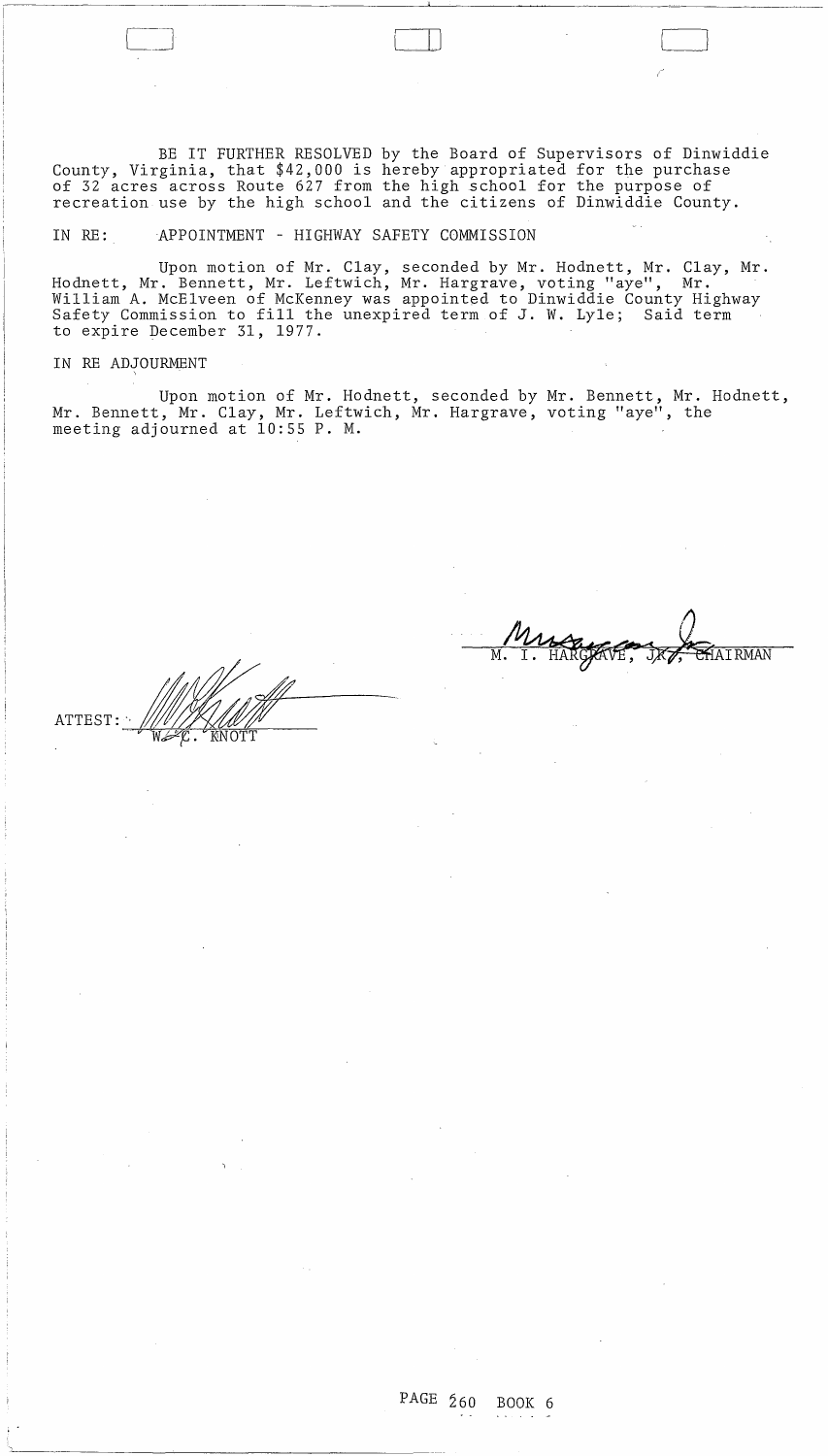BE IT FURTHER RESOLVED by the Board of Supervisors of Dinwiddie County, Virginia, that $42,000 is hereby appropriated for the purchase of 32 acres across Route 627 from the high school for the purpose of recreation use by the high school and the citizens of Dinwiddie County.

IN RE: APPOINTMENT - HIGHWAY SAFETY COMMISSION

Upon motion of Mr. Clay, seconded by Mr. Hodnett, Mr. Clay, Mr. Hodnett, Mr. Bennett, Mr. Leftwich, Mr. Hargrave, voting "aye", Mr. William A. McElveen of McKenney was appointed to Dinwiddie County Highway Safety Commission to fill the unexpired term of J. W. Lyle; Said term to expire December 31, 1977.

IN RE ADJOURMENT

Upon motion of Mr. Hodnett, seconded by Mr. Bennett, Mr. Hodnett, Mr. Bennett, Mr. Clay, Mr. Leftwich, Mr. Hargrave, voting "aye", the meeting adjourned at 10:55 P. M.

M. I. HARGRAVE, JR., CHAIRMAN

ATTEST: W. C. KNOTT

PAGE 260 BOOK 6